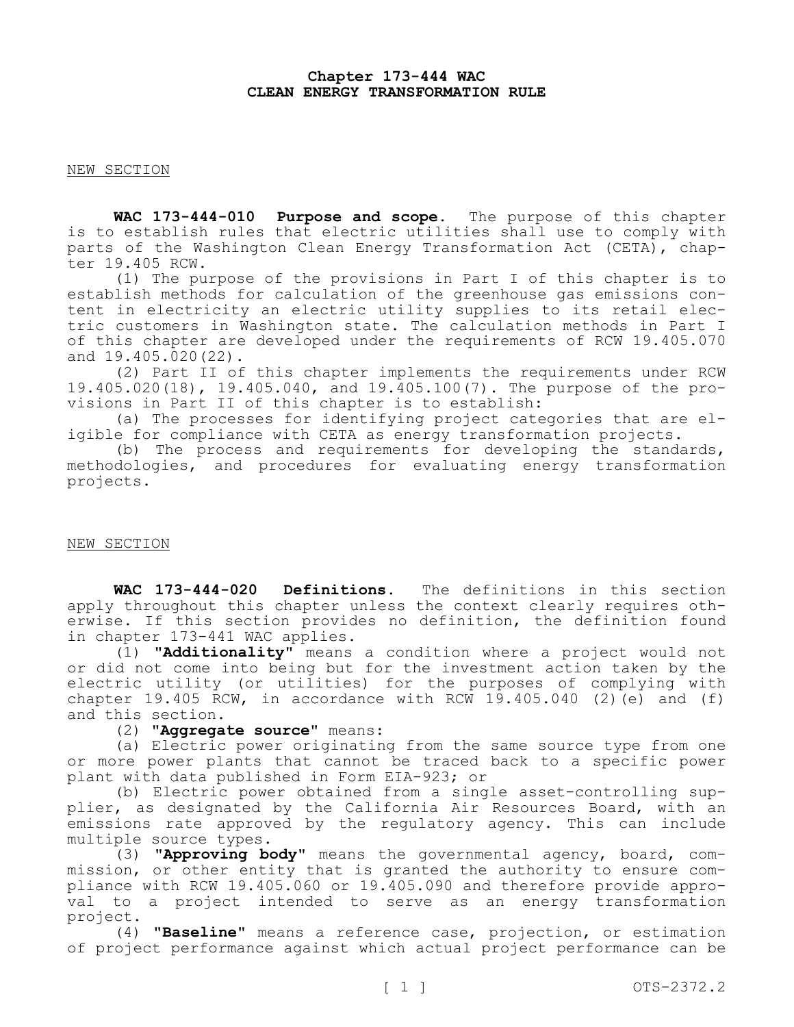# Chapter 173-444 WAC
# CLEAN ENERGY TRANSFORMATION RULE

NEW SECTION

**WAC 173-444-010 Purpose and scope.** The purpose of this chapter is to establish rules that electric utilities shall use to comply with parts of the Washington Clean Energy Transformation Act (CETA), chapter 19.405 RCW.

(1) The purpose of the provisions in Part I of this chapter is to establish methods for calculation of the greenhouse gas emissions content in electricity an electric utility supplies to its retail electric customers in Washington state. The calculation methods in Part I of this chapter are developed under the requirements of RCW 19.405.070 and 19.405.020(22).

(2) Part II of this chapter implements the requirements under RCW 19.405.020(18), 19.405.040, and 19.405.100(7). The purpose of the provisions in Part II of this chapter is to establish:

(a) The processes for identifying project categories that are eligible for compliance with CETA as energy transformation projects.

(b) The process and requirements for developing the standards, methodologies, and procedures for evaluating energy transformation projects.

NEW SECTION

**WAC 173-444-020 Definitions.** The definitions in this section apply throughout this chapter unless the context clearly requires otherwise. If this section provides no definition, the definition found in chapter 173-441 WAC applies.

(1) **"Additionality"** means a condition where a project would not or did not come into being but for the investment action taken by the electric utility (or utilities) for the purposes of complying with chapter 19.405 RCW, in accordance with RCW 19.405.040 (2)(e) and (f) and this section.

(2) **"Aggregate source"** means:

(a) Electric power originating from the same source type from one or more power plants that cannot be traced back to a specific power plant with data published in Form EIA-923; or

(b) Electric power obtained from a single asset-controlling supplier, as designated by the California Air Resources Board, with an emissions rate approved by the regulatory agency. This can include multiple source types.

(3) **"Approving body"** means the governmental agency, board, commission, or other entity that is granted the authority to ensure compliance with RCW 19.405.060 or 19.405.090 and therefore provide approval to a project intended to serve as an energy transformation project.

(4) **"Baseline"** means a reference case, projection, or estimation of project performance against which actual project performance can be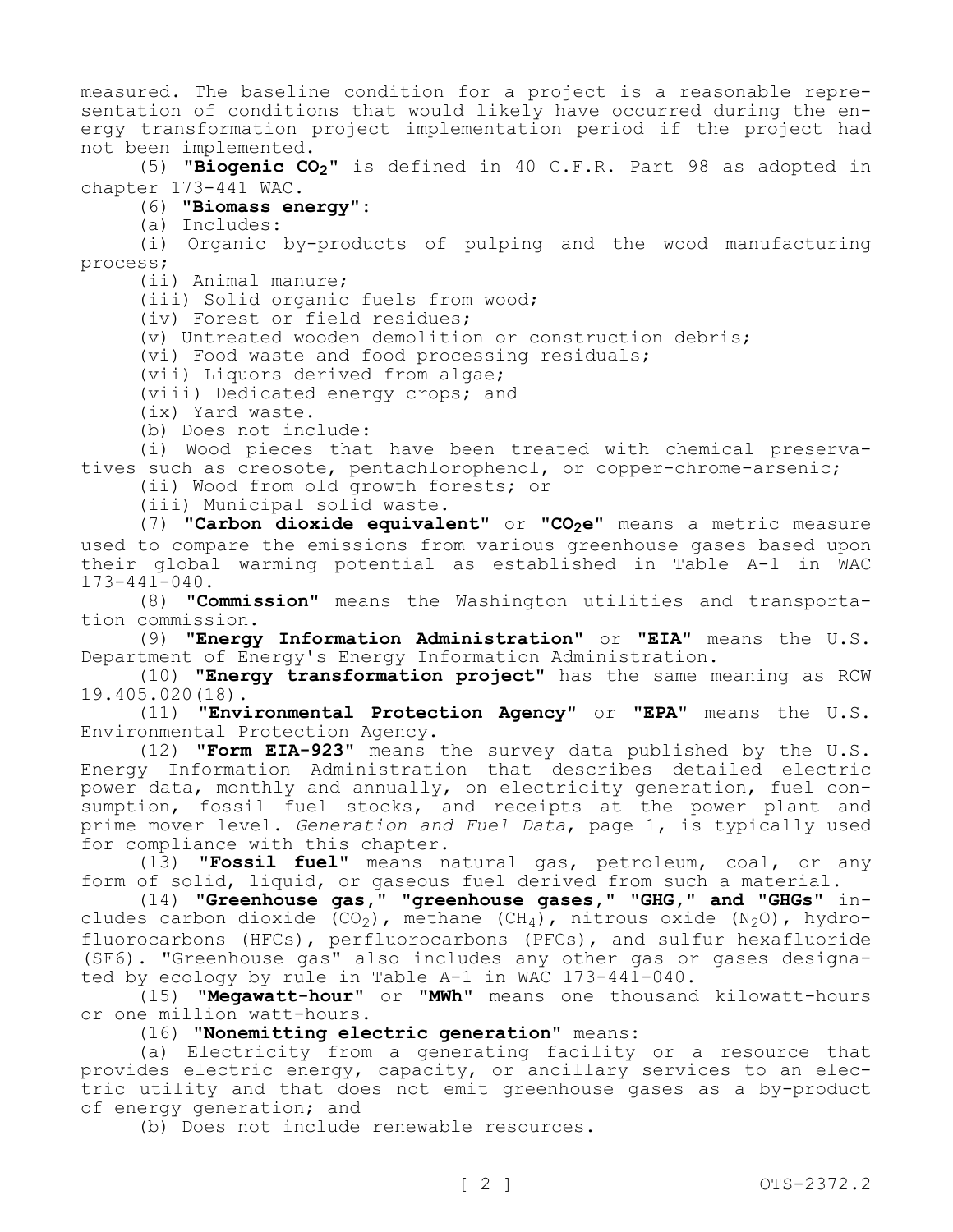measured. The baseline condition for a project is a reasonable representation of conditions that would likely have occurred during the energy transformation project implementation period if the project had not been implemented.

(5) **"Biogenic $CO_2$"** is defined in 40 C.F.R. Part 98 as adopted in chapter 173-441 WAC.

(6) **"Biomass energy"**:

(a) Includes:

(i) Organic by-products of pulping and the wood manufacturing process;

(ii) Animal manure;

(iii) Solid organic fuels from wood;

(iv) Forest or field residues;

(v) Untreated wooden demolition or construction debris;

(vi) Food waste and food processing residuals;

(vii) Liquors derived from algae;

(viii) Dedicated energy crops; and

(ix) Yard waste.

(b) Does not include:

(i) Wood pieces that have been treated with chemical preservatives such as creosote, pentachlorophenol, or copper-chrome-arsenic;

(ii) Wood from old growth forests; or

(iii) Municipal solid waste.

(7) **"Carbon dioxide equivalent"** or **"$CO_2e$"** means a metric measure used to compare the emissions from various greenhouse gases based upon their global warming potential as established in Table A-1 in WAC 173-441-040.

(8) **"Commission"** means the Washington utilities and transportation commission.

(9) **"Energy Information Administration"** or **"EIA"** means the U.S. Department of Energy's Energy Information Administration.

(10) **"Energy transformation project"** has the same meaning as RCW 19.405.020(18).

(11) **"Environmental Protection Agency"** or **"EPA"** means the U.S. Environmental Protection Agency.

(12) **"Form EIA-923"** means the survey data published by the U.S. Energy Information Administration that describes detailed electric power data, monthly and annually, on electricity generation, fuel consumption, fossil fuel stocks, and receipts at the power plant and prime mover level. *Generation and Fuel Data*, page 1, is typically used for compliance with this chapter.

(13) **"Fossil fuel"** means natural gas, petroleum, coal, or any form of solid, liquid, or gaseous fuel derived from such a material.

(14) **"Greenhouse gas," "greenhouse gases," "GHG," and "GHGs"** includes carbon dioxide ($CO_2$), methane ($CH_4$), nitrous oxide ($N_2O$), hydrofluorocarbons (HFCs), perfluorocarbons (PFCs), and sulfur hexafluoride (SF6). "Greenhouse gas" also includes any other gas or gases designated by ecology by rule in Table A-1 in WAC 173-441-040.

(15) **"Megawatt-hour"** or **"MWh"** means one thousand kilowatt-hours or one million watt-hours.

(16) **"Nonemitting electric generation"** means:

(a) Electricity from a generating facility or a resource that provides electric energy, capacity, or ancillary services to an electric utility and that does not emit greenhouse gases as a by-product of energy generation; and

(b) Does not include renewable resources.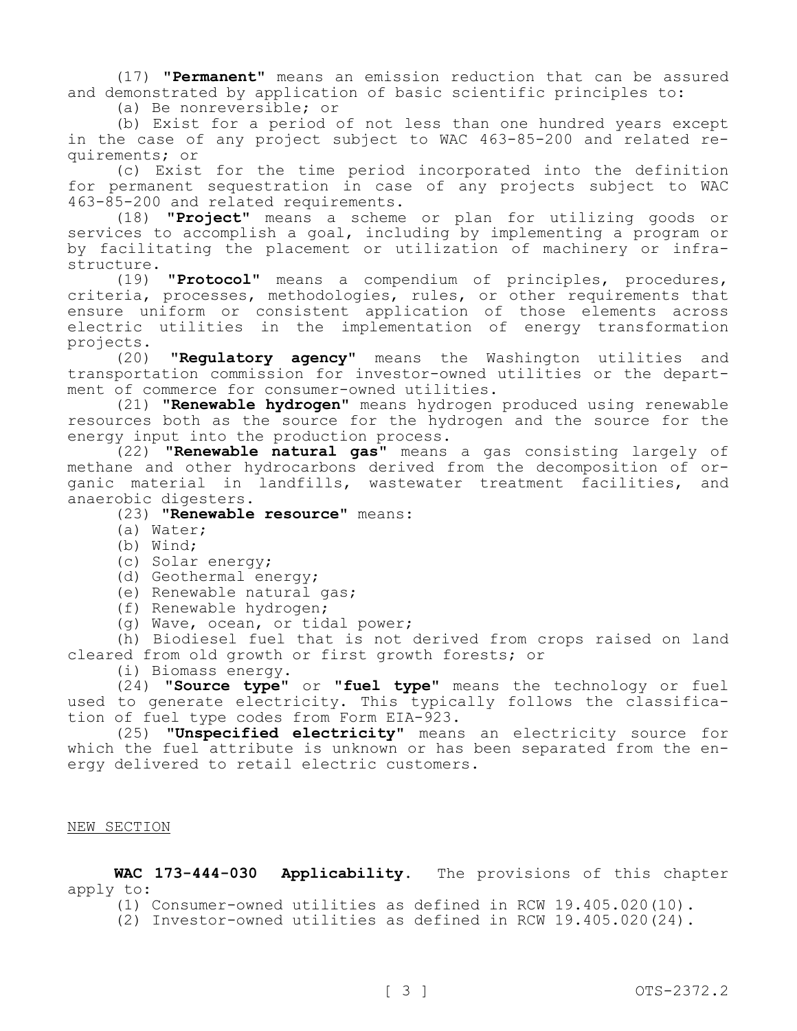(17) **"Permanent"** means an emission reduction that can be assured and demonstrated by application of basic scientific principles to:

(a) Be nonreversible; or

(b) Exist for a period of not less than one hundred years except in the case of any project subject to WAC 463-85-200 and related requirements; or

(c) Exist for the time period incorporated into the definition for permanent sequestration in case of any projects subject to WAC 463-85-200 and related requirements.

(18) **"Project"** means a scheme or plan for utilizing goods or services to accomplish a goal, including by implementing a program or by facilitating the placement or utilization of machinery or infrastructure.

(19) **"Protocol"** means a compendium of principles, procedures, criteria, processes, methodologies, rules, or other requirements that ensure uniform or consistent application of those elements across electric utilities in the implementation of energy transformation projects.

(20) **"Regulatory agency"** means the Washington utilities and transportation commission for investor-owned utilities or the department of commerce for consumer-owned utilities.

(21) **"Renewable hydrogen"** means hydrogen produced using renewable resources both as the source for the hydrogen and the source for the energy input into the production process.

(22) **"Renewable natural gas"** means a gas consisting largely of methane and other hydrocarbons derived from the decomposition of organic material in landfills, wastewater treatment facilities, and anaerobic digesters.

(23) **"Renewable resource"** means:

(a) Water;

(b) Wind;

(c) Solar energy;

(d) Geothermal energy;

(e) Renewable natural gas;

(f) Renewable hydrogen;

(g) Wave, ocean, or tidal power;

(h) Biodiesel fuel that is not derived from crops raised on land cleared from old growth or first growth forests; or

(i) Biomass energy.

(24) **"Source type"** or **"fuel type"** means the technology or fuel used to generate electricity. This typically follows the classification of fuel type codes from Form EIA-923.

(25) **"Unspecified electricity"** means an electricity source for which the fuel attribute is unknown or has been separated from the energy delivered to retail electric customers.

NEW SECTION

**WAC 173-444-030 Applicability.** The provisions of this chapter apply to:

(1) Consumer-owned utilities as defined in RCW 19.405.020(10).

(2) Investor-owned utilities as defined in RCW 19.405.020(24).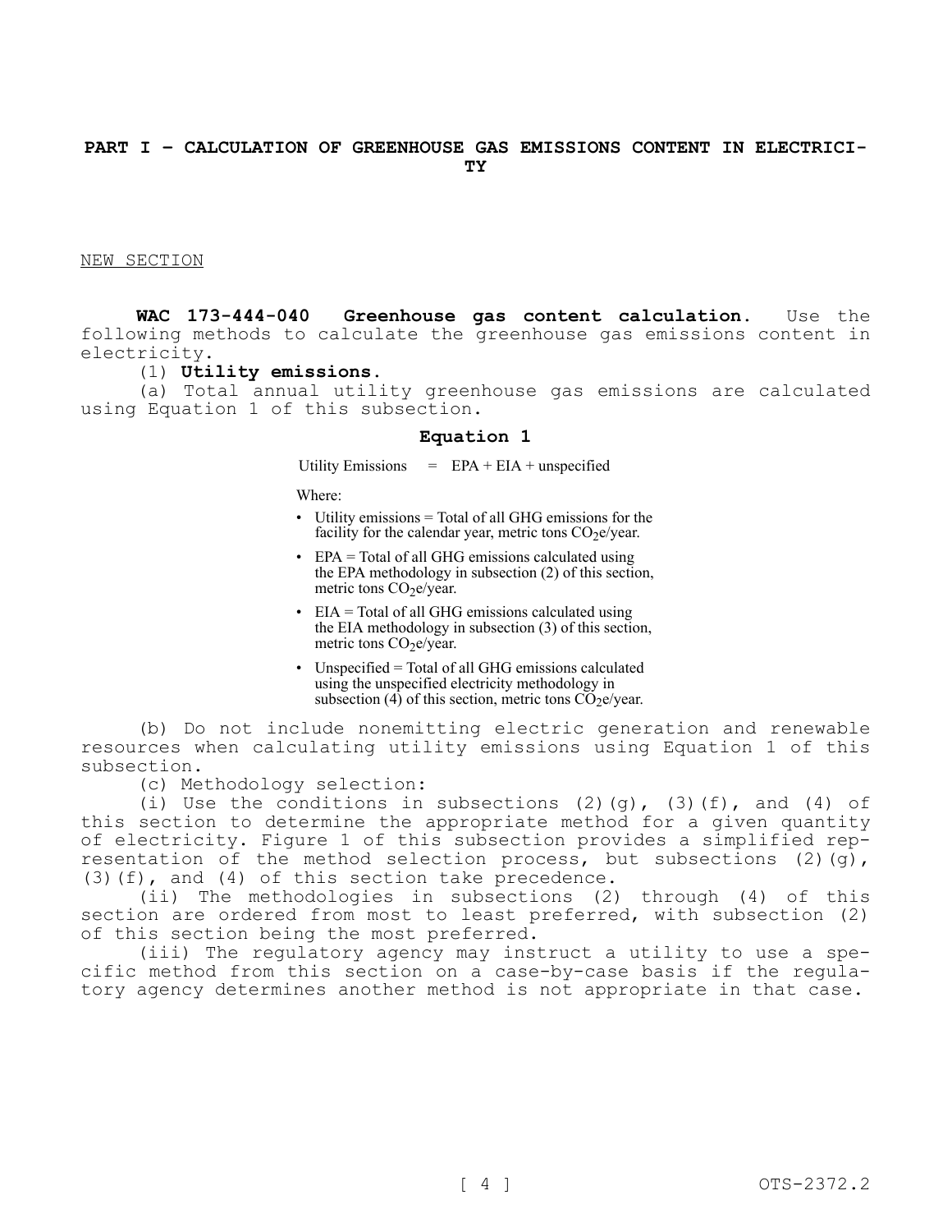## PART I – CALCULATION OF GREENHOUSE GAS EMISSIONS CONTENT IN ELECTRICITY

NEW SECTION

**WAC 173-444-040 Greenhouse gas content calculation.** Use the following methods to calculate the greenhouse gas emissions content in electricity.

(1) **Utility emissions.**

(a) Total annual utility greenhouse gas emissions are calculated using Equation 1 of this subsection.

**Equation 1**

$$\text{Utility Emissions} = \text{EPA} + \text{EIA} + \text{unspecified}$$

Where:

- Utility emissions = Total of all GHG emissions for the facility for the calendar year, metric tons $CO_2e$/year.
- EPA = Total of all GHG emissions calculated using the EPA methodology in subsection (2) of this section, metric tons $CO_2e$/year.
- EIA = Total of all GHG emissions calculated using the EIA methodology in subsection (3) of this section, metric tons $CO_2e$/year.
- Unspecified = Total of all GHG emissions calculated using the unspecified electricity methodology in subsection (4) of this section, metric tons $CO_2e$/year.

(b) Do not include nonemitting electric generation and renewable resources when calculating utility emissions using Equation 1 of this subsection.

(c) Methodology selection:

(i) Use the conditions in subsections (2)(g), (3)(f), and (4) of this section to determine the appropriate method for a given quantity of electricity. Figure 1 of this subsection provides a simplified representation of the method selection process, but subsections (2)(g), (3)(f), and (4) of this section take precedence.

(ii) The methodologies in subsections (2) through (4) of this section are ordered from most to least preferred, with subsection (2) of this section being the most preferred.

(iii) The regulatory agency may instruct a utility to use a specific method from this section on a case-by-case basis if the regulatory agency determines another method is not appropriate in that case.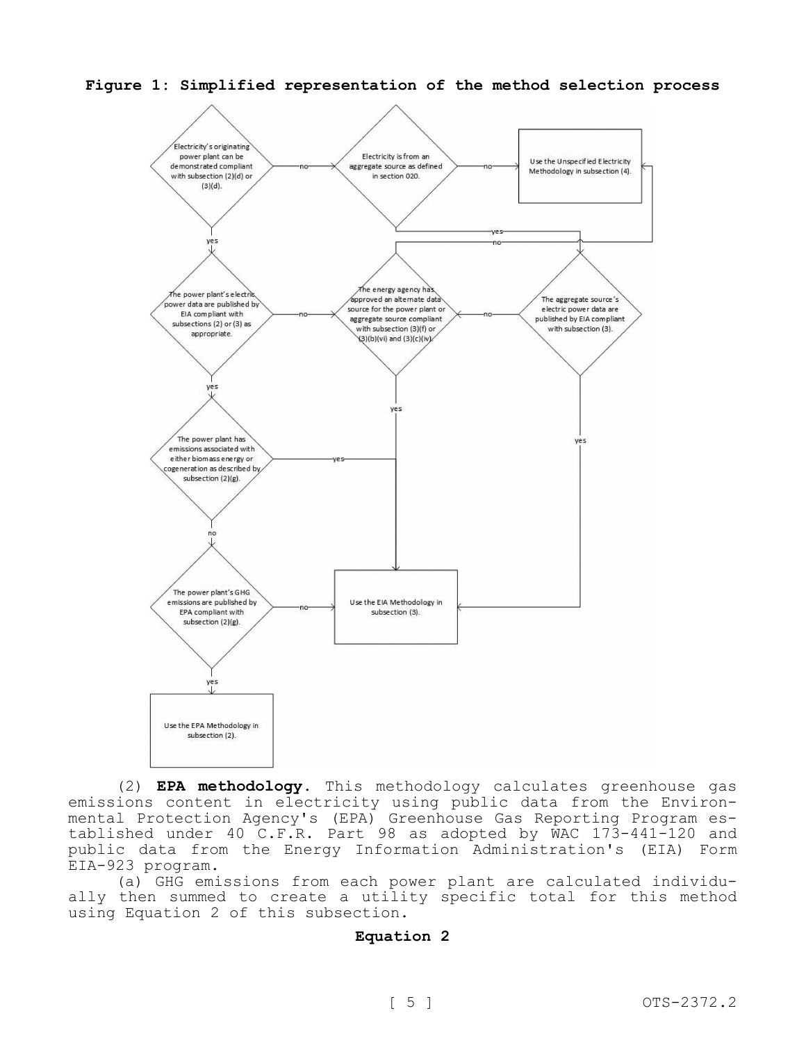**Figure 1: Simplified representation of the method selection process**

Electricity's originating power plant can be demonstrated compliant with subsection (2)(d) or (3)(d).

Electricity is from an aggregate source as defined in section 020.

Use the Unspecified Electricity Methodology in subsection (4).

The power plant's electric power data are published by EIA compliant with subsections (2) or (3) as appropriate.

The energy agency has approved an alternate data source for the power plant or aggregate source compliant with subsection (3)(f) or (3)(b)(vi) and (3)(c)(iv).

The aggregate source's electric power data are published by EIA compliant with subsection (3).

The power plant has emissions associated with either biomass energy or cogeneration as described by subsection (2)(g).

The power plant's GHG emissions are published by EPA compliant with subsection (2)(g).

Use the EIA Methodology in subsection (3).

Use the EPA Methodology in subsection (2).

(2) **EPA methodology.** This methodology calculates greenhouse gas emissions content in electricity using public data from the Environmental Protection Agency's (EPA) Greenhouse Gas Reporting Program established under 40 C.F.R. Part 98 as adopted by WAC 173-441-120 and public data from the Energy Information Administration's (EIA) Form EIA-923 program.

(a) GHG emissions from each power plant are calculated individually then summed to create a utility specific total for this method using Equation 2 of this subsection.

**Equation 2**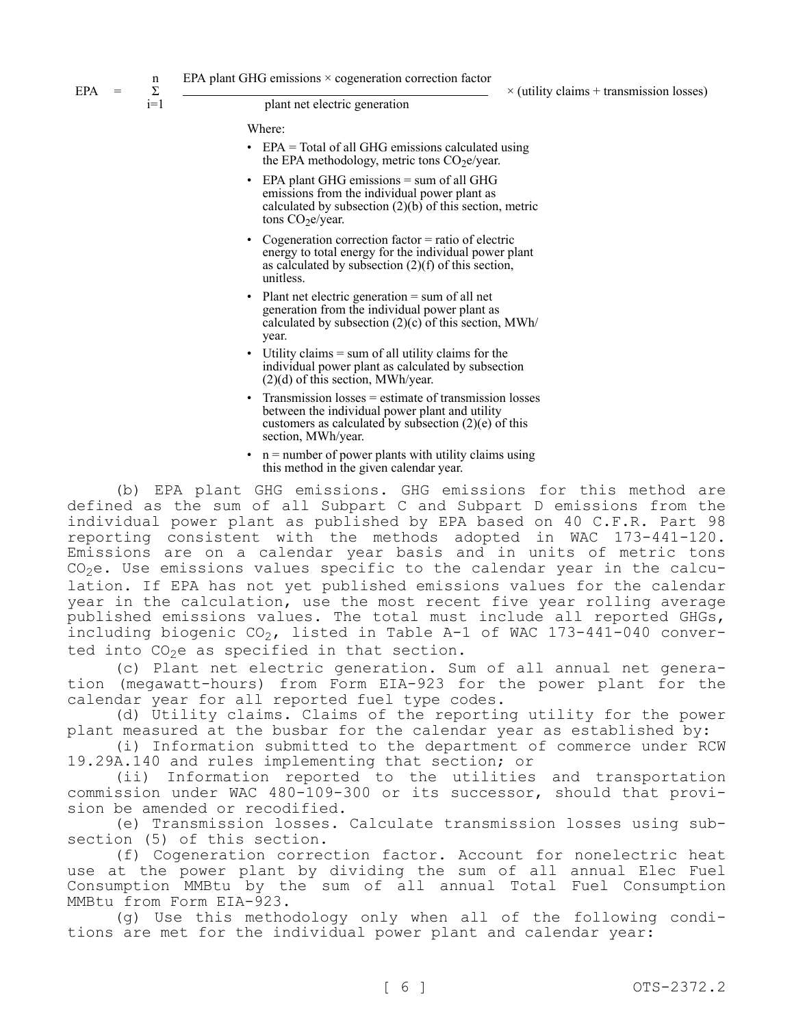$$EPA = \sum_{i=1}^{n} \frac{\text{EPA plant GHG emissions} \times \text{cogeneration correction factor}}{\text{plant net electric generation}} \times (\text{utility claims} + \text{transmission losses})$$

Where:

- EPA = Total of all GHG emissions calculated using the EPA methodology, metric tons $CO_2e$/year.
- EPA plant GHG emissions = sum of all GHG emissions from the individual power plant as calculated by subsection (2)(b) of this section, metric tons $CO_2e$/year.
- Cogeneration correction factor = ratio of electric energy to total energy for the individual power plant as calculated by subsection (2)(f) of this section, unitless.
- Plant net electric generation = sum of all net generation from the individual power plant as calculated by subsection (2)(c) of this section, MWh/year.
- Utility claims = sum of all utility claims for the individual power plant as calculated by subsection (2)(d) of this section, MWh/year.
- Transmission losses = estimate of transmission losses between the individual power plant and utility customers as calculated by subsection (2)(e) of this section, MWh/year.
- n = number of power plants with utility claims using this method in the given calendar year.

(b) EPA plant GHG emissions. GHG emissions for this method are defined as the sum of all Subpart C and Subpart D emissions from the individual power plant as published by EPA based on 40 C.F.R. Part 98 reporting consistent with the methods adopted in WAC 173-441-120. Emissions are on a calendar year basis and in units of metric tons $CO_2e$. Use emissions values specific to the calendar year in the calculation. If EPA has not yet published emissions values for the calendar year in the calculation, use the most recent five year rolling average published emissions values. The total must include all reported GHGs, including biogenic $CO_2$, listed in Table A-1 of WAC 173-441-040 converted into $CO_2e$ as specified in that section.

(c) Plant net electric generation. Sum of all annual net generation (megawatt-hours) from Form EIA-923 for the power plant for the calendar year for all reported fuel type codes.

(d) Utility claims. Claims of the reporting utility for the power plant measured at the busbar for the calendar year as established by:

(i) Information submitted to the department of commerce under RCW 19.29A.140 and rules implementing that section; or

(ii) Information reported to the utilities and transportation commission under WAC 480-109-300 or its successor, should that provision be amended or recodified.

(e) Transmission losses. Calculate transmission losses using subsection (5) of this section.

(f) Cogeneration correction factor. Account for nonelectric heat use at the power plant by dividing the sum of all annual Elec Fuel Consumption MMBtu by the sum of all annual Total Fuel Consumption MMBtu from Form EIA-923.

(g) Use this methodology only when all of the following conditions are met for the individual power plant and calendar year: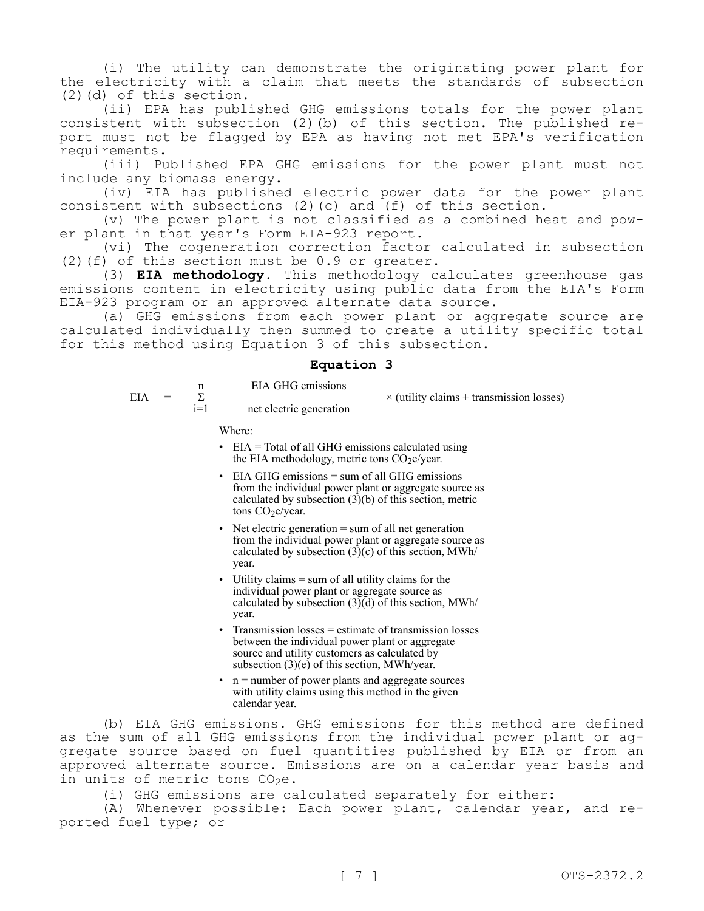(i) The utility can demonstrate the originating power plant for the electricity with a claim that meets the standards of subsection (2)(d) of this section.

(ii) EPA has published GHG emissions totals for the power plant consistent with subsection (2)(b) of this section. The published report must not be flagged by EPA as having not met EPA's verification requirements.

(iii) Published EPA GHG emissions for the power plant must not include any biomass energy.

(iv) EIA has published electric power data for the power plant consistent with subsections (2)(c) and (f) of this section.

(v) The power plant is not classified as a combined heat and power plant in that year's Form EIA-923 report.

(vi) The cogeneration correction factor calculated in subsection (2)(f) of this section must be 0.9 or greater.

(3) **EIA methodology.** This methodology calculates greenhouse gas emissions content in electricity using public data from the EIA's Form EIA-923 program or an approved alternate data source.

(a) GHG emissions from each power plant or aggregate source are calculated individually then summed to create a utility specific total for this method using Equation 3 of this subsection.

**Equation 3**

$$EIA = \sum_{i=1}^{n} \frac{\text{EIA GHG emissions}}{\text{net electric generation}} \times (\text{utility claims} + \text{transmission losses})$$

Where:

- EIA = Total of all GHG emissions calculated using the EIA methodology, metric tons $CO_2e$/year.
- EIA GHG emissions = sum of all GHG emissions from the individual power plant or aggregate source as calculated by subsection (3)(b) of this section, metric tons $CO_2e$/year.
- Net electric generation = sum of all net generation from the individual power plant or aggregate source as calculated by subsection (3)(c) of this section, MWh/year.
- Utility claims = sum of all utility claims for the individual power plant or aggregate source as calculated by subsection (3)(d) of this section, MWh/year.
- Transmission losses = estimate of transmission losses between the individual power plant or aggregate source and utility customers as calculated by subsection (3)(e) of this section, MWh/year.
- n = number of power plants and aggregate sources with utility claims using this method in the given calendar year.

(b) EIA GHG emissions. GHG emissions for this method are defined as the sum of all GHG emissions from the individual power plant or aggregate source based on fuel quantities published by EIA or from an approved alternate source. Emissions are on a calendar year basis and in units of metric tons $CO_2e$.

(i) GHG emissions are calculated separately for either:

(A) Whenever possible: Each power plant, calendar year, and reported fuel type; or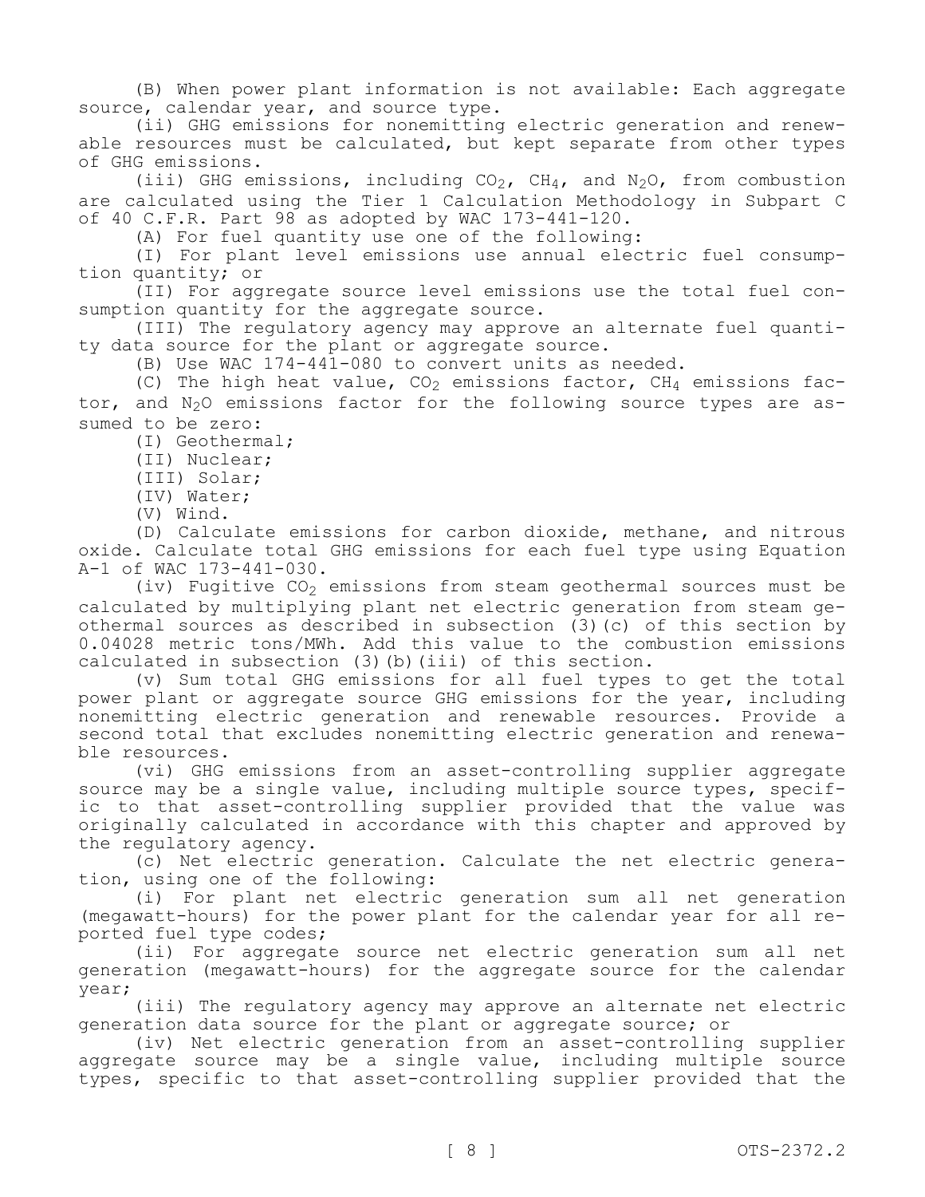(B) When power plant information is not available: Each aggregate source, calendar year, and source type.

(ii) GHG emissions for nonemitting electric generation and renewable resources must be calculated, but kept separate from other types of GHG emissions.

(iii) GHG emissions, including $CO_2$, $CH_4$, and $N_2O$, from combustion are calculated using the Tier 1 Calculation Methodology in Subpart C of 40 C.F.R. Part 98 as adopted by WAC 173-441-120.

(A) For fuel quantity use one of the following:

(I) For plant level emissions use annual electric fuel consumption quantity; or

(II) For aggregate source level emissions use the total fuel consumption quantity for the aggregate source.

(III) The regulatory agency may approve an alternate fuel quantity data source for the plant or aggregate source.

(B) Use WAC 174-441-080 to convert units as needed.

(C) The high heat value, $CO_2$ emissions factor, $CH_4$ emissions factor, and $N_2O$ emissions factor for the following source types are assumed to be zero:

(I) Geothermal;

(II) Nuclear;

(III) Solar;

(IV) Water;

(V) Wind.

(D) Calculate emissions for carbon dioxide, methane, and nitrous oxide. Calculate total GHG emissions for each fuel type using Equation A-1 of WAC 173-441-030.

(iv) Fugitive $CO_2$ emissions from steam geothermal sources must be calculated by multiplying plant net electric generation from steam geothermal sources as described in subsection (3)(c) of this section by 0.04028 metric tons/MWh. Add this value to the combustion emissions calculated in subsection (3)(b)(iii) of this section.

(v) Sum total GHG emissions for all fuel types to get the total power plant or aggregate source GHG emissions for the year, including nonemitting electric generation and renewable resources. Provide a second total that excludes nonemitting electric generation and renewable resources.

(vi) GHG emissions from an asset-controlling supplier aggregate source may be a single value, including multiple source types, specific to that asset-controlling supplier provided that the value was originally calculated in accordance with this chapter and approved by the regulatory agency.

(c) Net electric generation. Calculate the net electric generation, using one of the following:

(i) For plant net electric generation sum all net generation (megawatt-hours) for the power plant for the calendar year for all reported fuel type codes;

(ii) For aggregate source net electric generation sum all net generation (megawatt-hours) for the aggregate source for the calendar year;

(iii) The regulatory agency may approve an alternate net electric generation data source for the plant or aggregate source; or

(iv) Net electric generation from an asset-controlling supplier aggregate source may be a single value, including multiple source types, specific to that asset-controlling supplier provided that the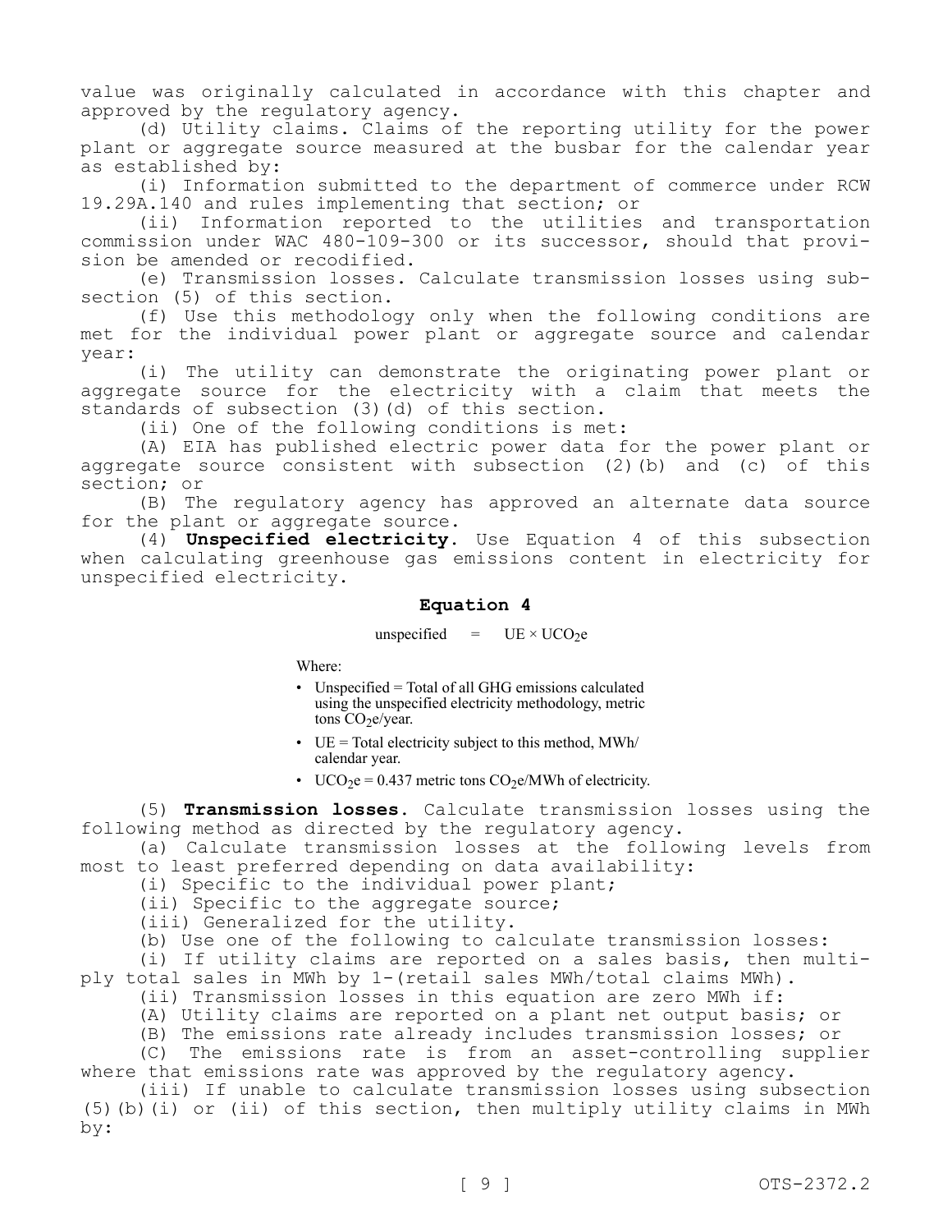value was originally calculated in accordance with this chapter and approved by the regulatory agency.

(d) Utility claims. Claims of the reporting utility for the power plant or aggregate source measured at the busbar for the calendar year as established by:

(i) Information submitted to the department of commerce under RCW 19.29A.140 and rules implementing that section; or

(ii) Information reported to the utilities and transportation commission under WAC 480-109-300 or its successor, should that provision be amended or recodified.

(e) Transmission losses. Calculate transmission losses using subsection (5) of this section.

(f) Use this methodology only when the following conditions are met for the individual power plant or aggregate source and calendar year:

(i) The utility can demonstrate the originating power plant or aggregate source for the electricity with a claim that meets the standards of subsection (3)(d) of this section.

(ii) One of the following conditions is met:

(A) EIA has published electric power data for the power plant or aggregate source consistent with subsection (2)(b) and (c) of this section; or

(B) The regulatory agency has approved an alternate data source for the plant or aggregate source.

(4) **Unspecified electricity.** Use Equation 4 of this subsection when calculating greenhouse gas emissions content in electricity for unspecified electricity.

**Equation 4**

$$\text{unspecified} = UE \times UCO_2e$$

Where:

- Unspecified = Total of all GHG emissions calculated using the unspecified electricity methodology, metric tons $CO_2e$/year.
- UE = Total electricity subject to this method, MWh/calendar year.
- $UCO_2e$ = 0.437 metric tons $CO_2e$/MWh of electricity.

(5) **Transmission losses.** Calculate transmission losses using the following method as directed by the regulatory agency.

(a) Calculate transmission losses at the following levels from most to least preferred depending on data availability:

(i) Specific to the individual power plant;

(ii) Specific to the aggregate source;

(iii) Generalized for the utility.

(b) Use one of the following to calculate transmission losses:

(i) If utility claims are reported on a sales basis, then multiply total sales in MWh by 1-(retail sales MWh/total claims MWh).

(ii) Transmission losses in this equation are zero MWh if:

(A) Utility claims are reported on a plant net output basis; or

(B) The emissions rate already includes transmission losses; or

(C) The emissions rate is from an asset-controlling supplier where that emissions rate was approved by the regulatory agency.

(iii) If unable to calculate transmission losses using subsection (5)(b)(i) or (ii) of this section, then multiply utility claims in MWh by: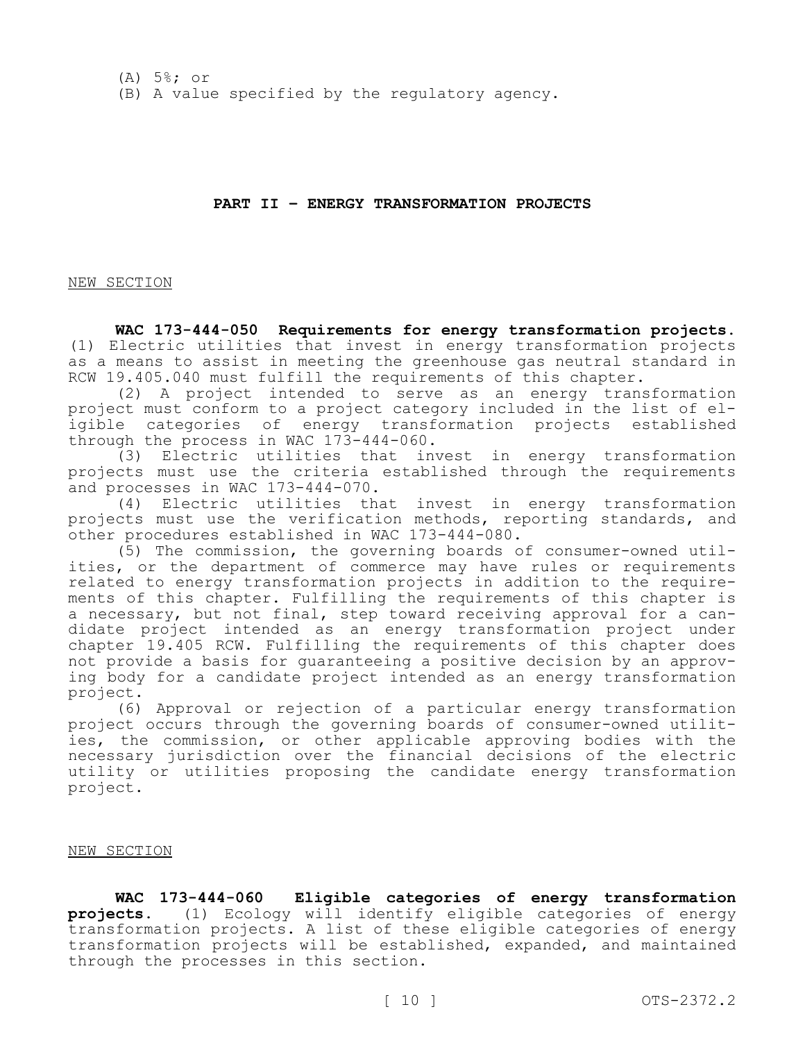(A) 5%; or

(B) A value specified by the regulatory agency.

## PART II - ENERGY TRANSFORMATION PROJECTS

NEW SECTION

**WAC 173-444-050 Requirements for energy transformation projects.** (1) Electric utilities that invest in energy transformation projects as a means to assist in meeting the greenhouse gas neutral standard in RCW 19.405.040 must fulfill the requirements of this chapter.

(2) A project intended to serve as an energy transformation project must conform to a project category included in the list of eligible categories of energy transformation projects established through the process in WAC 173-444-060.

(3) Electric utilities that invest in energy transformation projects must use the criteria established through the requirements and processes in WAC 173-444-070.

(4) Electric utilities that invest in energy transformation projects must use the verification methods, reporting standards, and other procedures established in WAC 173-444-080.

(5) The commission, the governing boards of consumer-owned utilities, or the department of commerce may have rules or requirements related to energy transformation projects in addition to the requirements of this chapter. Fulfilling the requirements of this chapter is a necessary, but not final, step toward receiving approval for a candidate project intended as an energy transformation project under chapter 19.405 RCW. Fulfilling the requirements of this chapter does not provide a basis for guaranteeing a positive decision by an approving body for a candidate project intended as an energy transformation project.

(6) Approval or rejection of a particular energy transformation project occurs through the governing boards of consumer-owned utilities, the commission, or other applicable approving bodies with the necessary jurisdiction over the financial decisions of the electric utility or utilities proposing the candidate energy transformation project.

NEW SECTION

**WAC 173-444-060 Eligible categories of energy transformation projects.** (1) Ecology will identify eligible categories of energy transformation projects. A list of these eligible categories of energy transformation projects will be established, expanded, and maintained through the processes in this section.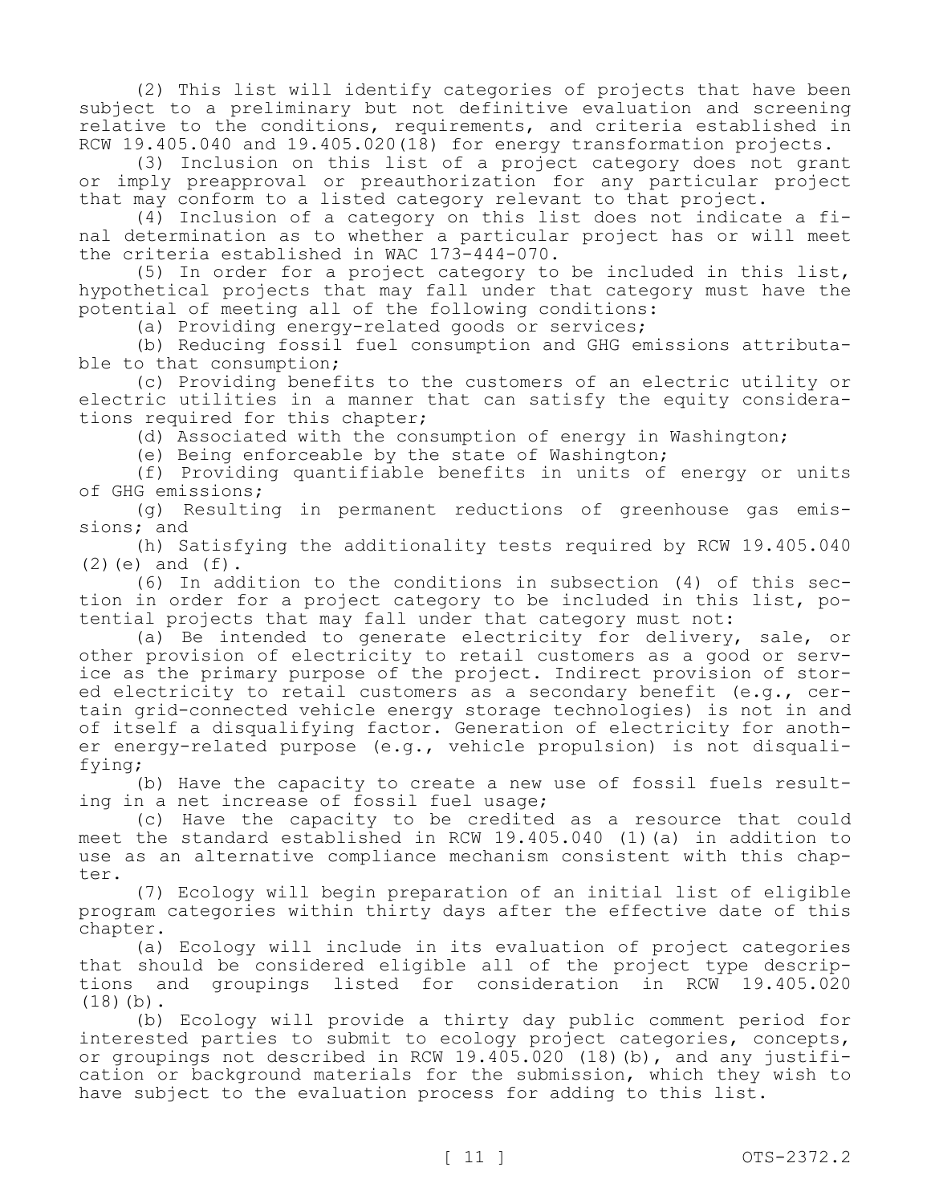(2) This list will identify categories of projects that have been subject to a preliminary but not definitive evaluation and screening relative to the conditions, requirements, and criteria established in RCW 19.405.040 and 19.405.020(18) for energy transformation projects.

(3) Inclusion on this list of a project category does not grant or imply preapproval or preauthorization for any particular project that may conform to a listed category relevant to that project.

(4) Inclusion of a category on this list does not indicate a final determination as to whether a particular project has or will meet the criteria established in WAC 173-444-070.

(5) In order for a project category to be included in this list, hypothetical projects that may fall under that category must have the potential of meeting all of the following conditions:

(a) Providing energy-related goods or services;

(b) Reducing fossil fuel consumption and GHG emissions attributable to that consumption;

(c) Providing benefits to the customers of an electric utility or electric utilities in a manner that can satisfy the equity considerations required for this chapter;

(d) Associated with the consumption of energy in Washington;

(e) Being enforceable by the state of Washington;

(f) Providing quantifiable benefits in units of energy or units of GHG emissions;

(g) Resulting in permanent reductions of greenhouse gas emissions; and

(h) Satisfying the additionality tests required by RCW 19.405.040 (2)(e) and (f).

(6) In addition to the conditions in subsection (4) of this section in order for a project category to be included in this list, potential projects that may fall under that category must not:

(a) Be intended to generate electricity for delivery, sale, or other provision of electricity to retail customers as a good or service as the primary purpose of the project. Indirect provision of stored electricity to retail customers as a secondary benefit (e.g., certain grid-connected vehicle energy storage technologies) is not in and of itself a disqualifying factor. Generation of electricity for another energy-related purpose (e.g., vehicle propulsion) is not disqualifying;

(b) Have the capacity to create a new use of fossil fuels resulting in a net increase of fossil fuel usage;

(c) Have the capacity to be credited as a resource that could meet the standard established in RCW 19.405.040 (1)(a) in addition to use as an alternative compliance mechanism consistent with this chapter.

(7) Ecology will begin preparation of an initial list of eligible program categories within thirty days after the effective date of this chapter.

(a) Ecology will include in its evaluation of project categories that should be considered eligible all of the project type descriptions and groupings listed for consideration in RCW 19.405.020 (18)(b).

(b) Ecology will provide a thirty day public comment period for interested parties to submit to ecology project categories, concepts, or groupings not described in RCW 19.405.020 (18)(b), and any justification or background materials for the submission, which they wish to have subject to the evaluation process for adding to this list.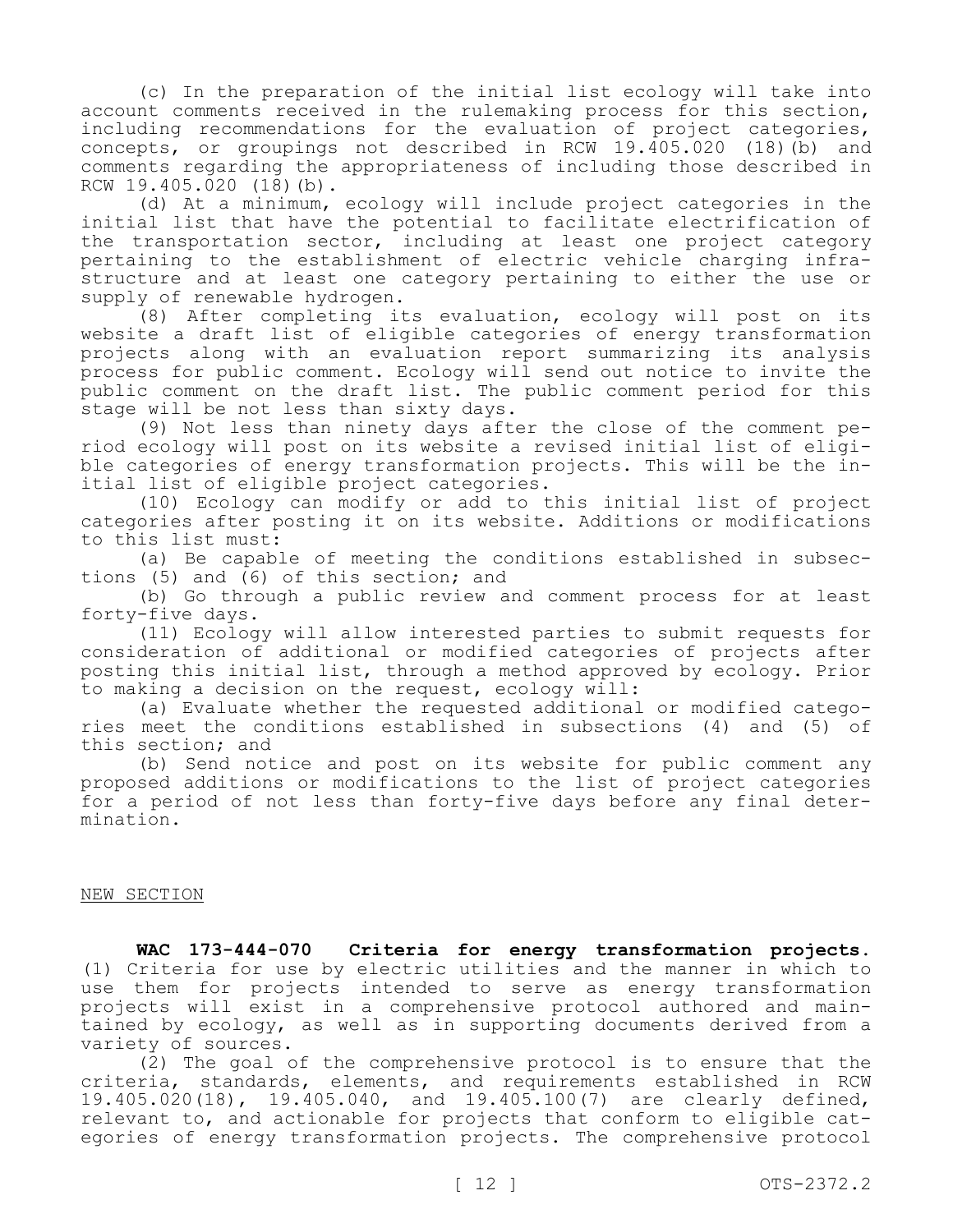(c) In the preparation of the initial list ecology will take into account comments received in the rulemaking process for this section, including recommendations for the evaluation of project categories, concepts, or groupings not described in RCW 19.405.020 (18)(b) and comments regarding the appropriateness of including those described in RCW 19.405.020 (18)(b).

(d) At a minimum, ecology will include project categories in the initial list that have the potential to facilitate electrification of the transportation sector, including at least one project category pertaining to the establishment of electric vehicle charging infrastructure and at least one category pertaining to either the use or supply of renewable hydrogen.

(8) After completing its evaluation, ecology will post on its website a draft list of eligible categories of energy transformation projects along with an evaluation report summarizing its analysis process for public comment. Ecology will send out notice to invite the public comment on the draft list. The public comment period for this stage will be not less than sixty days.

(9) Not less than ninety days after the close of the comment period ecology will post on its website a revised initial list of eligible categories of energy transformation projects. This will be the initial list of eligible project categories.

(10) Ecology can modify or add to this initial list of project categories after posting it on its website. Additions or modifications to this list must:

(a) Be capable of meeting the conditions established in subsections (5) and (6) of this section; and

(b) Go through a public review and comment process for at least forty-five days.

(11) Ecology will allow interested parties to submit requests for consideration of additional or modified categories of projects after posting this initial list, through a method approved by ecology. Prior to making a decision on the request, ecology will:

(a) Evaluate whether the requested additional or modified categories meet the conditions established in subsections (4) and (5) of this section; and

(b) Send notice and post on its website for public comment any proposed additions or modifications to the list of project categories for a period of not less than forty-five days before any final determination.

NEW SECTION

**WAC 173-444-070 Criteria for energy transformation projects.** (1) Criteria for use by electric utilities and the manner in which to use them for projects intended to serve as energy transformation projects will exist in a comprehensive protocol authored and maintained by ecology, as well as in supporting documents derived from a variety of sources.

(2) The goal of the comprehensive protocol is to ensure that the criteria, standards, elements, and requirements established in RCW 19.405.020(18), 19.405.040, and 19.405.100(7) are clearly defined, relevant to, and actionable for projects that conform to eligible categories of energy transformation projects. The comprehensive protocol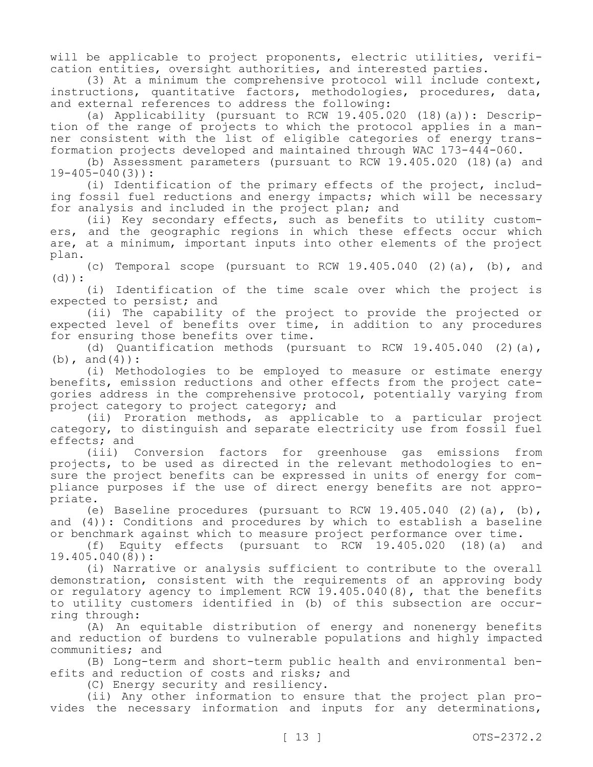will be applicable to project proponents, electric utilities, verification entities, oversight authorities, and interested parties.

(3) At a minimum the comprehensive protocol will include context, instructions, quantitative factors, methodologies, procedures, data, and external references to address the following:

(a) Applicability (pursuant to RCW 19.405.020 (18)(a)): Description of the range of projects to which the protocol applies in a manner consistent with the list of eligible categories of energy transformation projects developed and maintained through WAC 173-444-060.

(b) Assessment parameters (pursuant to RCW 19.405.020 (18)(a) and 19-405-040(3)):

(i) Identification of the primary effects of the project, including fossil fuel reductions and energy impacts; which will be necessary for analysis and included in the project plan; and

(ii) Key secondary effects, such as benefits to utility customers, and the geographic regions in which these effects occur which are, at a minimum, important inputs into other elements of the project plan.

(c) Temporal scope (pursuant to RCW 19.405.040 (2)(a), (b), and (d)):

(i) Identification of the time scale over which the project is expected to persist; and

(ii) The capability of the project to provide the projected or expected level of benefits over time, in addition to any procedures for ensuring those benefits over time.

(d) Quantification methods (pursuant to RCW 19.405.040 (2)(a), (b), and(4)):

(i) Methodologies to be employed to measure or estimate energy benefits, emission reductions and other effects from the project categories address in the comprehensive protocol, potentially varying from project category to project category; and

(ii) Proration methods, as applicable to a particular project category, to distinguish and separate electricity use from fossil fuel effects; and

(iii) Conversion factors for greenhouse gas emissions from projects, to be used as directed in the relevant methodologies to ensure the project benefits can be expressed in units of energy for compliance purposes if the use of direct energy benefits are not appropriate.

(e) Baseline procedures (pursuant to RCW 19.405.040 (2)(a), (b), and (4)): Conditions and procedures by which to establish a baseline or benchmark against which to measure project performance over time.

(f) Equity effects (pursuant to RCW 19.405.020 (18)(a) and 19.405.040(8)):

(i) Narrative or analysis sufficient to contribute to the overall demonstration, consistent with the requirements of an approving body or regulatory agency to implement RCW 19.405.040(8), that the benefits to utility customers identified in (b) of this subsection are occurring through:

(A) An equitable distribution of energy and nonenergy benefits and reduction of burdens to vulnerable populations and highly impacted communities; and

(B) Long-term and short-term public health and environmental benefits and reduction of costs and risks; and

(C) Energy security and resiliency.

(ii) Any other information to ensure that the project plan provides the necessary information and inputs for any determinations,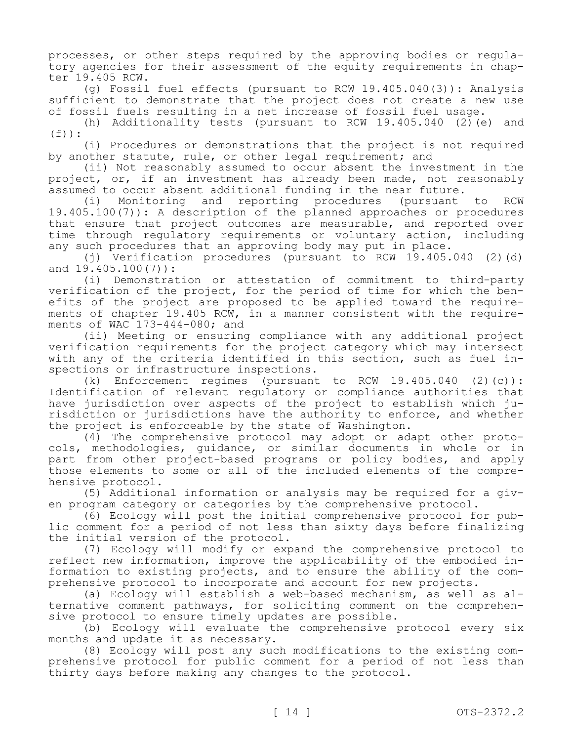processes, or other steps required by the approving bodies or regulatory agencies for their assessment of the equity requirements in chapter 19.405 RCW.

(g) Fossil fuel effects (pursuant to RCW 19.405.040(3)): Analysis sufficient to demonstrate that the project does not create a new use of fossil fuels resulting in a net increase of fossil fuel usage.

(h) Additionality tests (pursuant to RCW 19.405.040 (2)(e) and (f)):

(i) Procedures or demonstrations that the project is not required by another statute, rule, or other legal requirement; and

(ii) Not reasonably assumed to occur absent the investment in the project, or, if an investment has already been made, not reasonably assumed to occur absent additional funding in the near future.

(i) Monitoring and reporting procedures (pursuant to RCW 19.405.100(7)): A description of the planned approaches or procedures that ensure that project outcomes are measurable, and reported over time through regulatory requirements or voluntary action, including any such procedures that an approving body may put in place.

(j) Verification procedures (pursuant to RCW 19.405.040 (2)(d) and 19.405.100(7)):

(i) Demonstration or attestation of commitment to third-party verification of the project, for the period of time for which the benefits of the project are proposed to be applied toward the requirements of chapter 19.405 RCW, in a manner consistent with the requirements of WAC 173-444-080; and

(ii) Meeting or ensuring compliance with any additional project verification requirements for the project category which may intersect with any of the criteria identified in this section, such as fuel inspections or infrastructure inspections.

(k) Enforcement regimes (pursuant to RCW 19.405.040 (2)(c)): Identification of relevant regulatory or compliance authorities that have jurisdiction over aspects of the project to establish which jurisdiction or jurisdictions have the authority to enforce, and whether the project is enforceable by the state of Washington.

(4) The comprehensive protocol may adopt or adapt other protocols, methodologies, guidance, or similar documents in whole or in part from other project-based programs or policy bodies, and apply those elements to some or all of the included elements of the comprehensive protocol.

(5) Additional information or analysis may be required for a given program category or categories by the comprehensive protocol.

(6) Ecology will post the initial comprehensive protocol for public comment for a period of not less than sixty days before finalizing the initial version of the protocol.

(7) Ecology will modify or expand the comprehensive protocol to reflect new information, improve the applicability of the embodied information to existing projects, and to ensure the ability of the comprehensive protocol to incorporate and account for new projects.

(a) Ecology will establish a web-based mechanism, as well as alternative comment pathways, for soliciting comment on the comprehensive protocol to ensure timely updates are possible.

(b) Ecology will evaluate the comprehensive protocol every six months and update it as necessary.

(8) Ecology will post any such modifications to the existing comprehensive protocol for public comment for a period of not less than thirty days before making any changes to the protocol.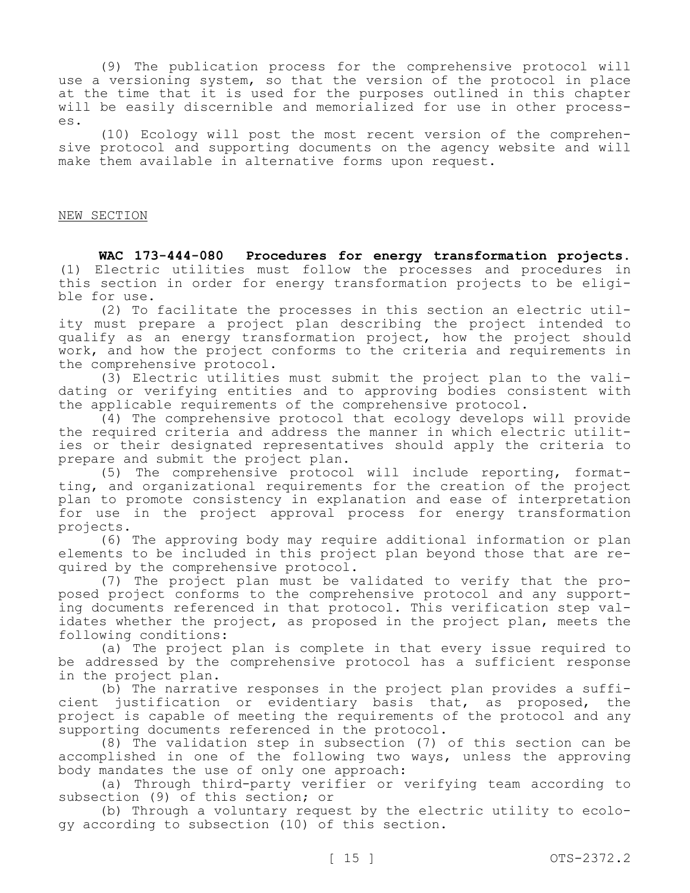(9) The publication process for the comprehensive protocol will use a versioning system, so that the version of the protocol in place at the time that it is used for the purposes outlined in this chapter will be easily discernible and memorialized for use in other processes.

(10) Ecology will post the most recent version of the comprehensive protocol and supporting documents on the agency website and will make them available in alternative forms upon request.

NEW SECTION

**WAC 173-444-080 Procedures for energy transformation projects.** (1) Electric utilities must follow the processes and procedures in this section in order for energy transformation projects to be eligible for use.

(2) To facilitate the processes in this section an electric utility must prepare a project plan describing the project intended to qualify as an energy transformation project, how the project should work, and how the project conforms to the criteria and requirements in the comprehensive protocol.

(3) Electric utilities must submit the project plan to the validating or verifying entities and to approving bodies consistent with the applicable requirements of the comprehensive protocol.

(4) The comprehensive protocol that ecology develops will provide the required criteria and address the manner in which electric utilities or their designated representatives should apply the criteria to prepare and submit the project plan.

(5) The comprehensive protocol will include reporting, formatting, and organizational requirements for the creation of the project plan to promote consistency in explanation and ease of interpretation for use in the project approval process for energy transformation projects.

(6) The approving body may require additional information or plan elements to be included in this project plan beyond those that are required by the comprehensive protocol.

(7) The project plan must be validated to verify that the proposed project conforms to the comprehensive protocol and any supporting documents referenced in that protocol. This verification step validates whether the project, as proposed in the project plan, meets the following conditions:

(a) The project plan is complete in that every issue required to be addressed by the comprehensive protocol has a sufficient response in the project plan.

(b) The narrative responses in the project plan provides a sufficient justification or evidentiary basis that, as proposed, the project is capable of meeting the requirements of the protocol and any supporting documents referenced in the protocol.

(8) The validation step in subsection (7) of this section can be accomplished in one of the following two ways, unless the approving body mandates the use of only one approach:

(a) Through third-party verifier or verifying team according to subsection (9) of this section; or

(b) Through a voluntary request by the electric utility to ecology according to subsection (10) of this section.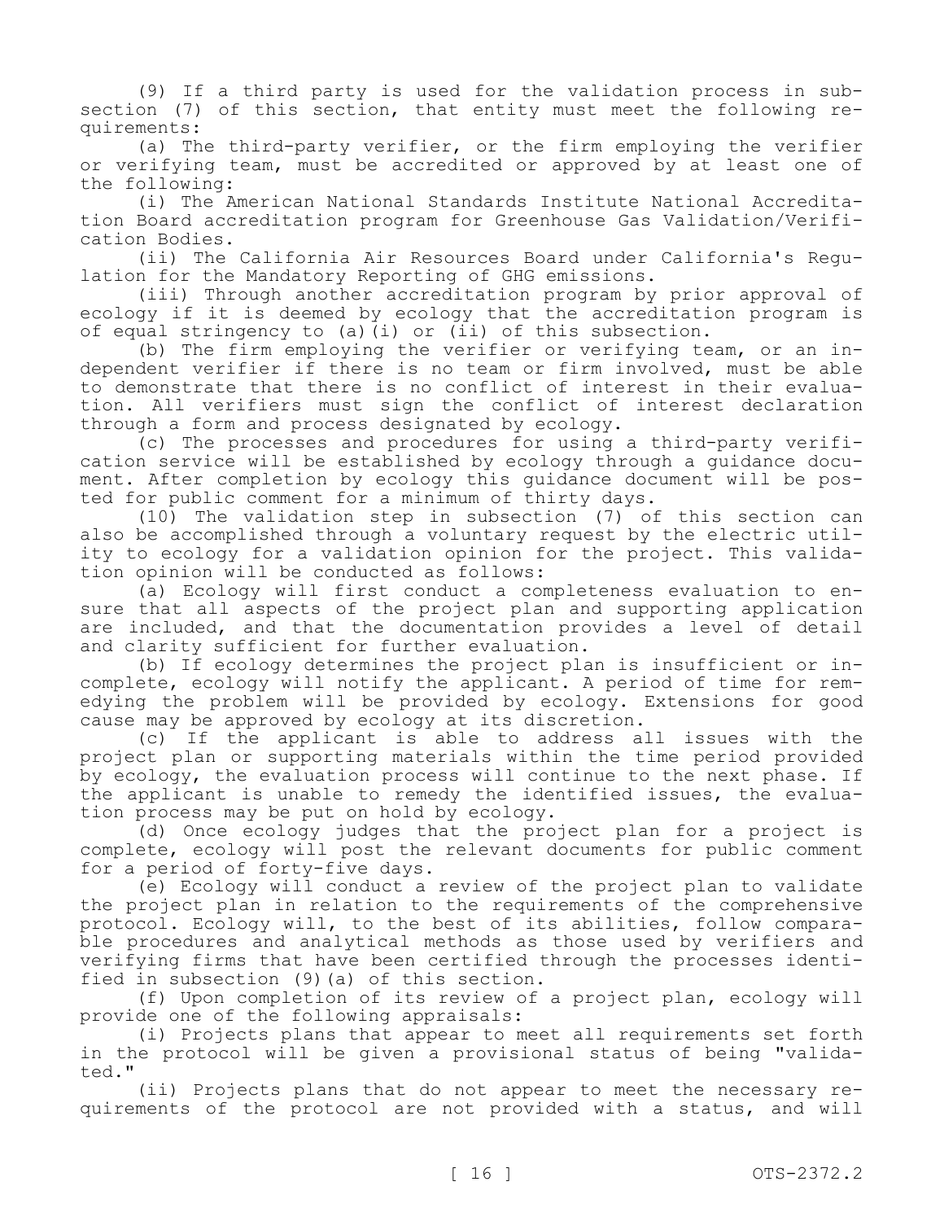(9) If a third party is used for the validation process in subsection (7) of this section, that entity must meet the following requirements:

(a) The third-party verifier, or the firm employing the verifier or verifying team, must be accredited or approved by at least one of the following:

(i) The American National Standards Institute National Accreditation Board accreditation program for Greenhouse Gas Validation/Verification Bodies.

(ii) The California Air Resources Board under California's Regulation for the Mandatory Reporting of GHG emissions.

(iii) Through another accreditation program by prior approval of ecology if it is deemed by ecology that the accreditation program is of equal stringency to (a)(i) or (ii) of this subsection.

(b) The firm employing the verifier or verifying team, or an independent verifier if there is no team or firm involved, must be able to demonstrate that there is no conflict of interest in their evaluation. All verifiers must sign the conflict of interest declaration through a form and process designated by ecology.

(c) The processes and procedures for using a third-party verification service will be established by ecology through a guidance document. After completion by ecology this guidance document will be posted for public comment for a minimum of thirty days.

(10) The validation step in subsection (7) of this section can also be accomplished through a voluntary request by the electric utility to ecology for a validation opinion for the project. This validation opinion will be conducted as follows:

(a) Ecology will first conduct a completeness evaluation to ensure that all aspects of the project plan and supporting application are included, and that the documentation provides a level of detail and clarity sufficient for further evaluation.

(b) If ecology determines the project plan is insufficient or incomplete, ecology will notify the applicant. A period of time for remedying the problem will be provided by ecology. Extensions for good cause may be approved by ecology at its discretion.

(c) If the applicant is able to address all issues with the project plan or supporting materials within the time period provided by ecology, the evaluation process will continue to the next phase. If the applicant is unable to remedy the identified issues, the evaluation process may be put on hold by ecology.

(d) Once ecology judges that the project plan for a project is complete, ecology will post the relevant documents for public comment for a period of forty-five days.

(e) Ecology will conduct a review of the project plan to validate the project plan in relation to the requirements of the comprehensive protocol. Ecology will, to the best of its abilities, follow comparable procedures and analytical methods as those used by verifiers and verifying firms that have been certified through the processes identified in subsection (9)(a) of this section.

(f) Upon completion of its review of a project plan, ecology will provide one of the following appraisals:

(i) Projects plans that appear to meet all requirements set forth in the protocol will be given a provisional status of being "validated."

(ii) Projects plans that do not appear to meet the necessary requirements of the protocol are not provided with a status, and will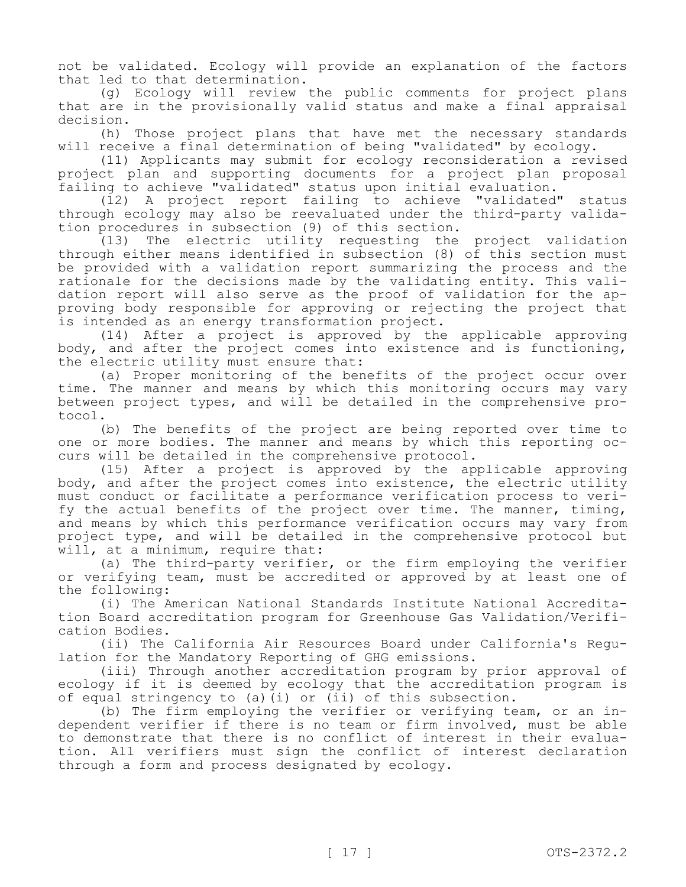not be validated. Ecology will provide an explanation of the factors that led to that determination.

(g) Ecology will review the public comments for project plans that are in the provisionally valid status and make a final appraisal decision.

(h) Those project plans that have met the necessary standards will receive a final determination of being "validated" by ecology.

(11) Applicants may submit for ecology reconsideration a revised project plan and supporting documents for a project plan proposal failing to achieve "validated" status upon initial evaluation.

(12) A project report failing to achieve "validated" status through ecology may also be reevaluated under the third-party validation procedures in subsection (9) of this section.

(13) The electric utility requesting the project validation through either means identified in subsection (8) of this section must be provided with a validation report summarizing the process and the rationale for the decisions made by the validating entity. This validation report will also serve as the proof of validation for the approving body responsible for approving or rejecting the project that is intended as an energy transformation project.

(14) After a project is approved by the applicable approving body, and after the project comes into existence and is functioning, the electric utility must ensure that:

(a) Proper monitoring of the benefits of the project occur over time. The manner and means by which this monitoring occurs may vary between project types, and will be detailed in the comprehensive protocol.

(b) The benefits of the project are being reported over time to one or more bodies. The manner and means by which this reporting occurs will be detailed in the comprehensive protocol.

(15) After a project is approved by the applicable approving body, and after the project comes into existence, the electric utility must conduct or facilitate a performance verification process to verify the actual benefits of the project over time. The manner, timing, and means by which this performance verification occurs may vary from project type, and will be detailed in the comprehensive protocol but will, at a minimum, require that:

(a) The third-party verifier, or the firm employing the verifier or verifying team, must be accredited or approved by at least one of the following:

(i) The American National Standards Institute National Accreditation Board accreditation program for Greenhouse Gas Validation/Verification Bodies.

(ii) The California Air Resources Board under California's Regulation for the Mandatory Reporting of GHG emissions.

(iii) Through another accreditation program by prior approval of ecology if it is deemed by ecology that the accreditation program is of equal stringency to (a)(i) or (ii) of this subsection.

(b) The firm employing the verifier or verifying team, or an independent verifier if there is no team or firm involved, must be able to demonstrate that there is no conflict of interest in their evaluation. All verifiers must sign the conflict of interest declaration through a form and process designated by ecology.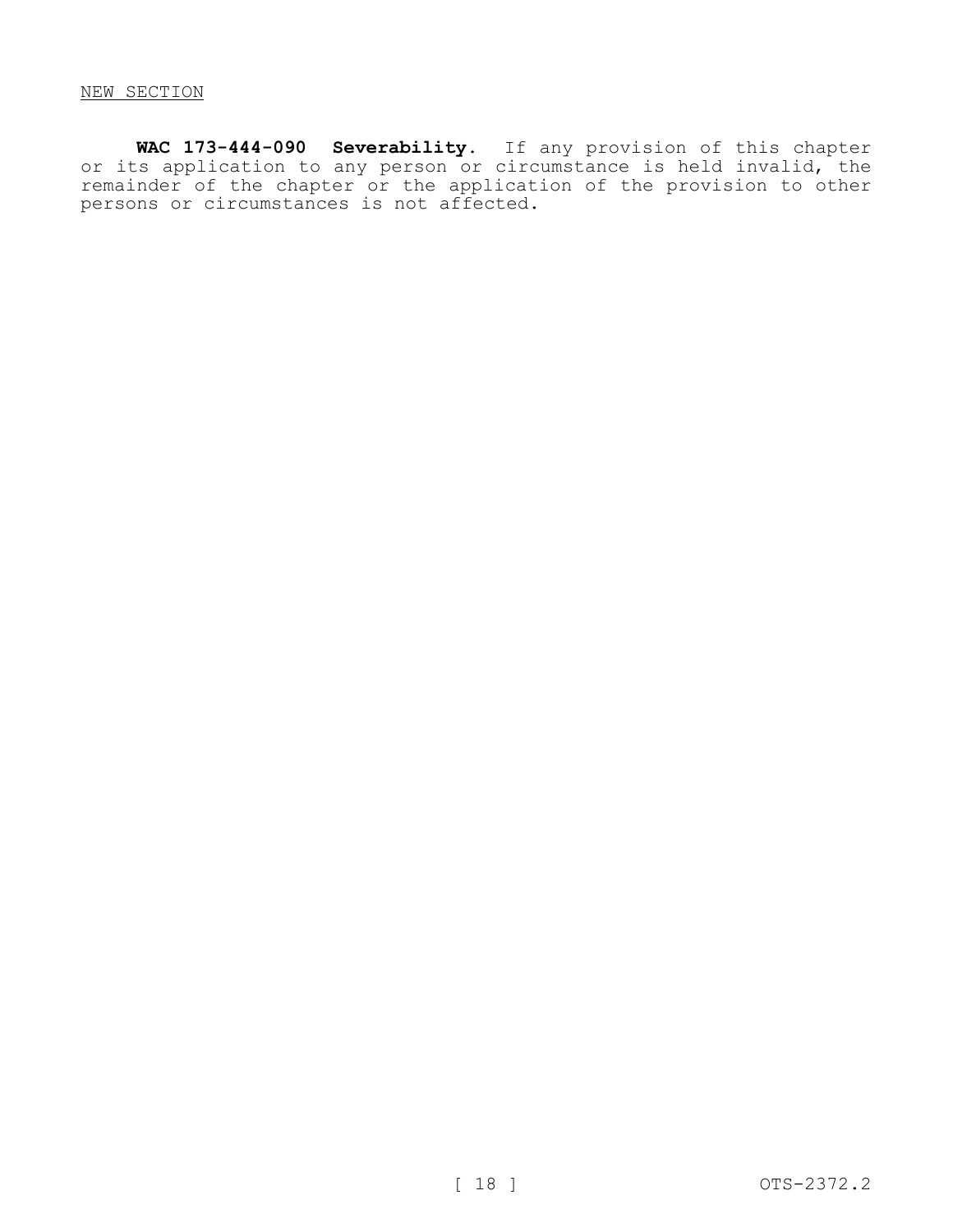NEW SECTION

**WAC 173-444-090 Severability.** If any provision of this chapter or its application to any person or circumstance is held invalid, the remainder of the chapter or the application of the provision to other persons or circumstances is not affected.